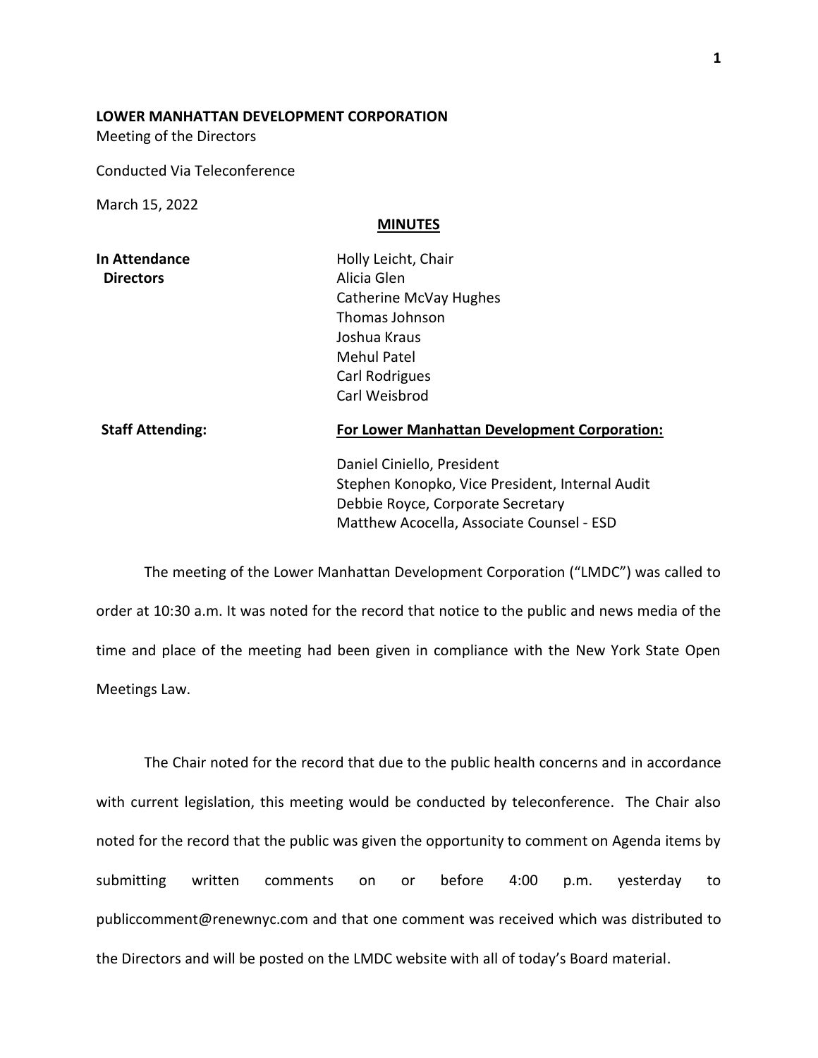**LOWER MANHATTAN DEVELOPMENT CORPORATION**

Meeting of the Directors

Conducted Via Teleconference

March 15, 2022

**MINUTES**

| | |
|---|---|
| **In Attendance Directors** | Holly Leicht, Chair<br>Alicia Glen<br>Catherine McVay Hughes<br>Thomas Johnson<br>Joshua Kraus<br>Mehul Patel<br>Carl Rodrigues<br>Carl Weisbrod |
| **Staff Attending:** | **For Lower Manhattan Development Corporation:**<br><br>Daniel Ciniello, President<br>Stephen Konopko, Vice President, Internal Audit<br>Debbie Royce, Corporate Secretary<br>Matthew Acocella, Associate Counsel - ESD |

The meeting of the Lower Manhattan Development Corporation ("LMDC") was called to order at 10:30 a.m. It was noted for the record that notice to the public and news media of the time and place of the meeting had been given in compliance with the New York State Open Meetings Law.

The Chair noted for the record that due to the public health concerns and in accordance with current legislation, this meeting would be conducted by teleconference. The Chair also noted for the record that the public was given the opportunity to comment on Agenda items by submitting written comments on or before 4:00 p.m. yesterday to publiccomment@renewnyc.com and that one comment was received which was distributed to the Directors and will be posted on the LMDC website with all of today's Board material.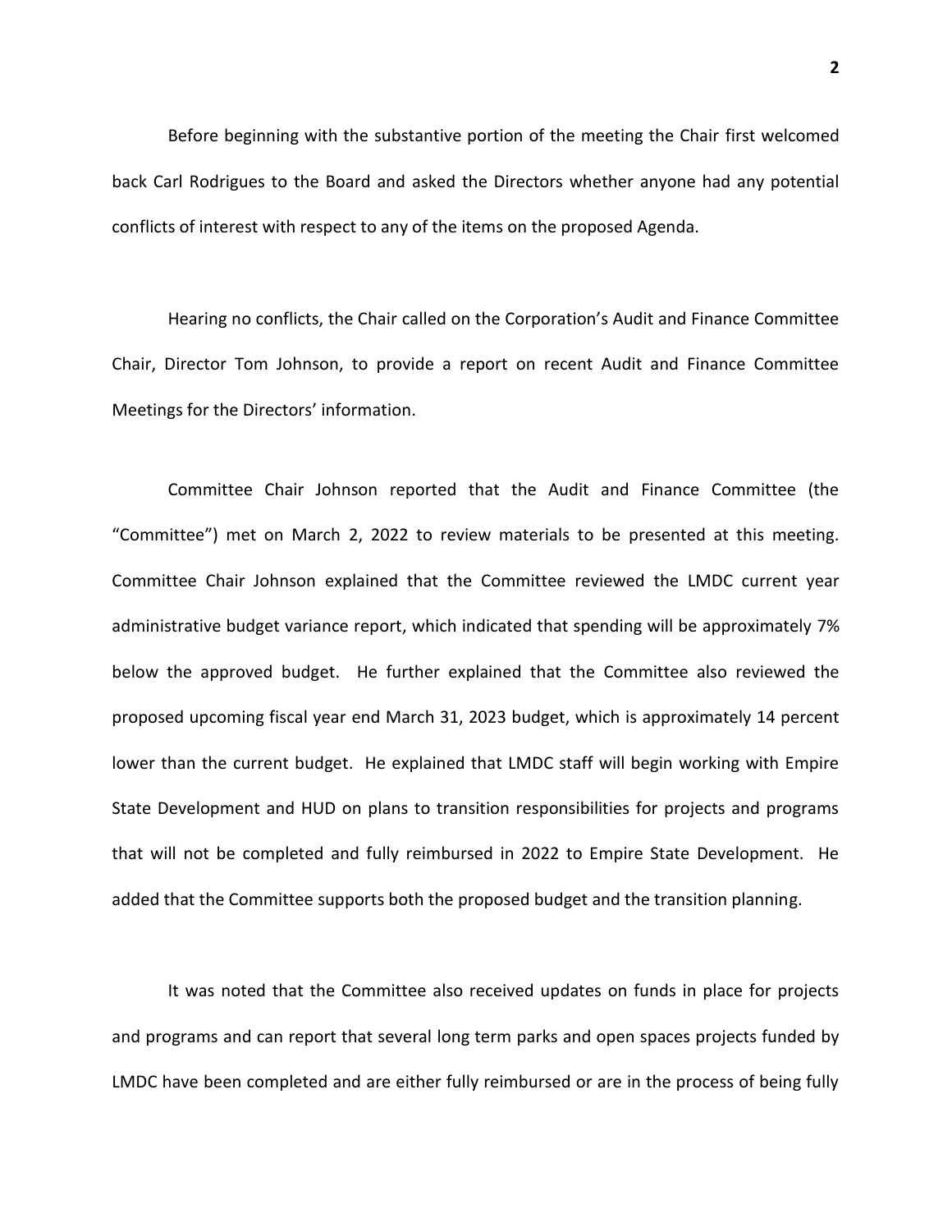Before beginning with the substantive portion of the meeting the Chair first welcomed back Carl Rodrigues to the Board and asked the Directors whether anyone had any potential conflicts of interest with respect to any of the items on the proposed Agenda.

Hearing no conflicts, the Chair called on the Corporation's Audit and Finance Committee Chair, Director Tom Johnson, to provide a report on recent Audit and Finance Committee Meetings for the Directors' information.

Committee Chair Johnson reported that the Audit and Finance Committee (the "Committee") met on March 2, 2022 to review materials to be presented at this meeting. Committee Chair Johnson explained that the Committee reviewed the LMDC current year administrative budget variance report, which indicated that spending will be approximately 7% below the approved budget. He further explained that the Committee also reviewed the proposed upcoming fiscal year end March 31, 2023 budget, which is approximately 14 percent lower than the current budget. He explained that LMDC staff will begin working with Empire State Development and HUD on plans to transition responsibilities for projects and programs that will not be completed and fully reimbursed in 2022 to Empire State Development. He added that the Committee supports both the proposed budget and the transition planning.

It was noted that the Committee also received updates on funds in place for projects and programs and can report that several long term parks and open spaces projects funded by LMDC have been completed and are either fully reimbursed or are in the process of being fully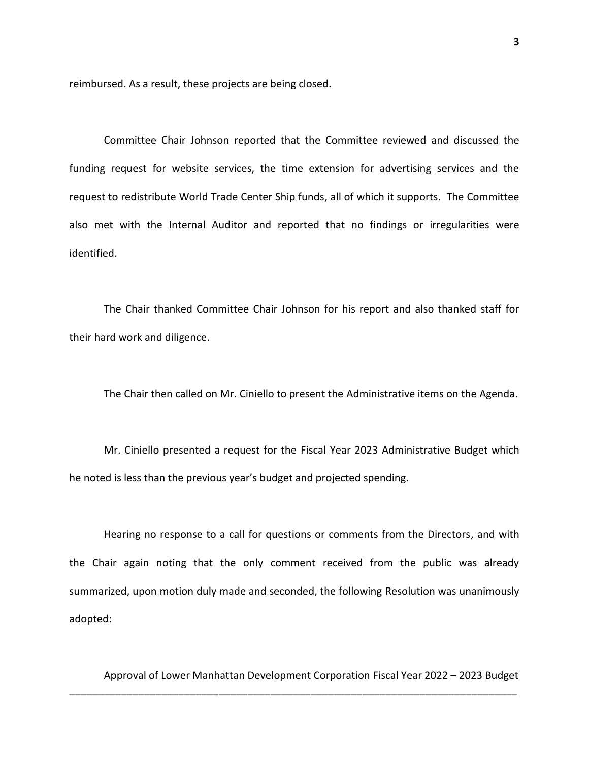reimbursed. As a result, these projects are being closed.

Committee Chair Johnson reported that the Committee reviewed and discussed the funding request for website services, the time extension for advertising services and the request to redistribute World Trade Center Ship funds, all of which it supports. The Committee also met with the Internal Auditor and reported that no findings or irregularities were identified.

The Chair thanked Committee Chair Johnson for his report and also thanked staff for their hard work and diligence.

The Chair then called on Mr. Ciniello to present the Administrative items on the Agenda.

Mr. Ciniello presented a request for the Fiscal Year 2023 Administrative Budget which he noted is less than the previous year's budget and projected spending.

Hearing no response to a call for questions or comments from the Directors, and with the Chair again noting that the only comment received from the public was already summarized, upon motion duly made and seconded, the following Resolution was unanimously adopted:

Approval of Lower Manhattan Development Corporation Fiscal Year 2022 – 2023 Budget

---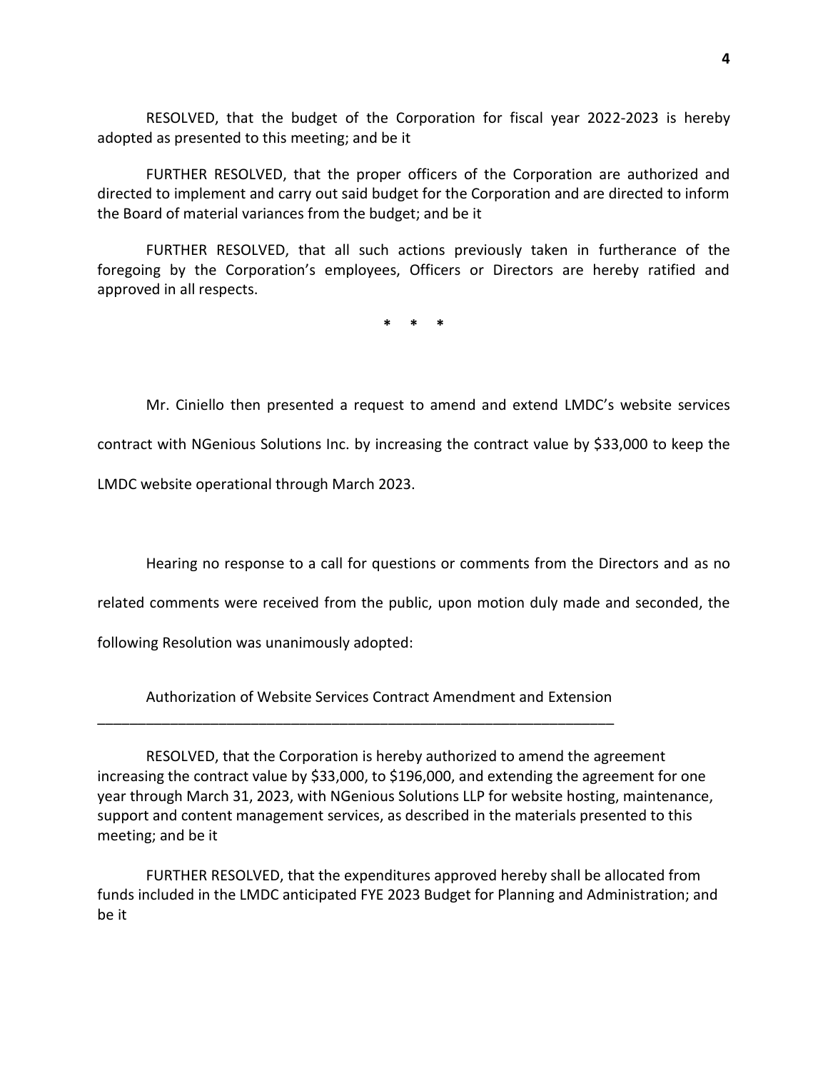RESOLVED, that the budget of the Corporation for fiscal year 2022-2023 is hereby adopted as presented to this meeting; and be it

FURTHER RESOLVED, that the proper officers of the Corporation are authorized and directed to implement and carry out said budget for the Corporation and are directed to inform the Board of material variances from the budget; and be it

FURTHER RESOLVED, that all such actions previously taken in furtherance of the foregoing by the Corporation's employees, Officers or Directors are hereby ratified and approved in all respects.

\* \* \*

Mr. Ciniello then presented a request to amend and extend LMDC's website services contract with NGenious Solutions Inc. by increasing the contract value by $33,000 to keep the LMDC website operational through March 2023.

Hearing no response to a call for questions or comments from the Directors and as no related comments were received from the public, upon motion duly made and seconded, the following Resolution was unanimously adopted:

Authorization of Website Services Contract Amendment and Extension

---

RESOLVED, that the Corporation is hereby authorized to amend the agreement increasing the contract value by $33,000, to $196,000, and extending the agreement for one year through March 31, 2023, with NGenious Solutions LLP for website hosting, maintenance, support and content management services, as described in the materials presented to this meeting; and be it

FURTHER RESOLVED, that the expenditures approved hereby shall be allocated from funds included in the LMDC anticipated FYE 2023 Budget for Planning and Administration; and be it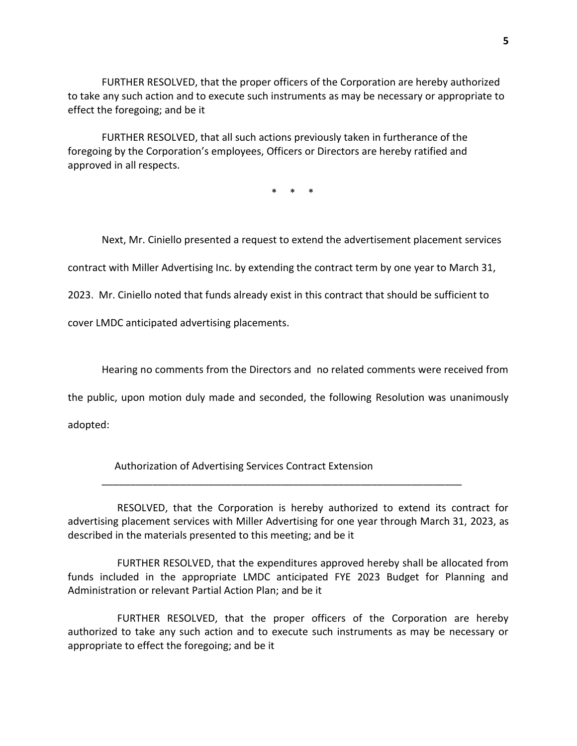FURTHER RESOLVED, that the proper officers of the Corporation are hereby authorized to take any such action and to execute such instruments as may be necessary or appropriate to effect the foregoing; and be it

FURTHER RESOLVED, that all such actions previously taken in furtherance of the foregoing by the Corporation's employees, Officers or Directors are hereby ratified and approved in all respects.

\* \* \*

Next, Mr. Ciniello presented a request to extend the advertisement placement services contract with Miller Advertising Inc. by extending the contract term by one year to March 31, 2023. Mr. Ciniello noted that funds already exist in this contract that should be sufficient to cover LMDC anticipated advertising placements.

Hearing no comments from the Directors and no related comments were received from the public, upon motion duly made and seconded, the following Resolution was unanimously adopted:

Authorization of Advertising Services Contract Extension

---

RESOLVED, that the Corporation is hereby authorized to extend its contract for advertising placement services with Miller Advertising for one year through March 31, 2023, as described in the materials presented to this meeting; and be it

FURTHER RESOLVED, that the expenditures approved hereby shall be allocated from funds included in the appropriate LMDC anticipated FYE 2023 Budget for Planning and Administration or relevant Partial Action Plan; and be it

FURTHER RESOLVED, that the proper officers of the Corporation are hereby authorized to take any such action and to execute such instruments as may be necessary or appropriate to effect the foregoing; and be it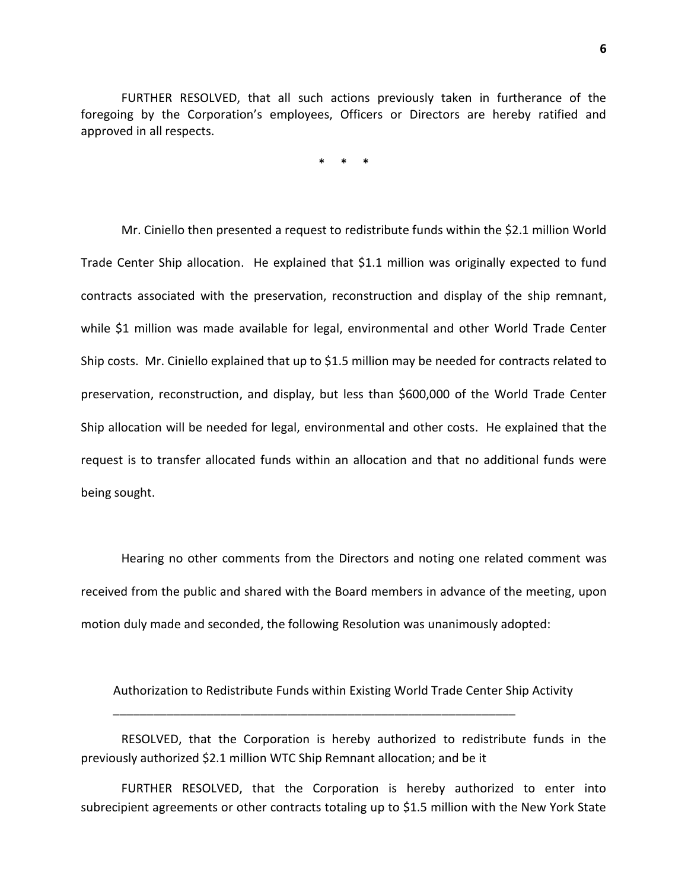FURTHER RESOLVED, that all such actions previously taken in furtherance of the foregoing by the Corporation's employees, Officers or Directors are hereby ratified and approved in all respects.

\* \* \*

Mr. Ciniello then presented a request to redistribute funds within the $2.1 million World Trade Center Ship allocation. He explained that $1.1 million was originally expected to fund contracts associated with the preservation, reconstruction and display of the ship remnant, while $1 million was made available for legal, environmental and other World Trade Center Ship costs. Mr. Ciniello explained that up to $1.5 million may be needed for contracts related to preservation, reconstruction, and display, but less than $600,000 of the World Trade Center Ship allocation will be needed for legal, environmental and other costs. He explained that the request is to transfer allocated funds within an allocation and that no additional funds were being sought.

Hearing no other comments from the Directors and noting one related comment was received from the public and shared with the Board members in advance of the meeting, upon motion duly made and seconded, the following Resolution was unanimously adopted:

Authorization to Redistribute Funds within Existing World Trade Center Ship Activity

RESOLVED, that the Corporation is hereby authorized to redistribute funds in the previously authorized $2.1 million WTC Ship Remnant allocation; and be it

FURTHER RESOLVED, that the Corporation is hereby authorized to enter into subrecipient agreements or other contracts totaling up to $1.5 million with the New York State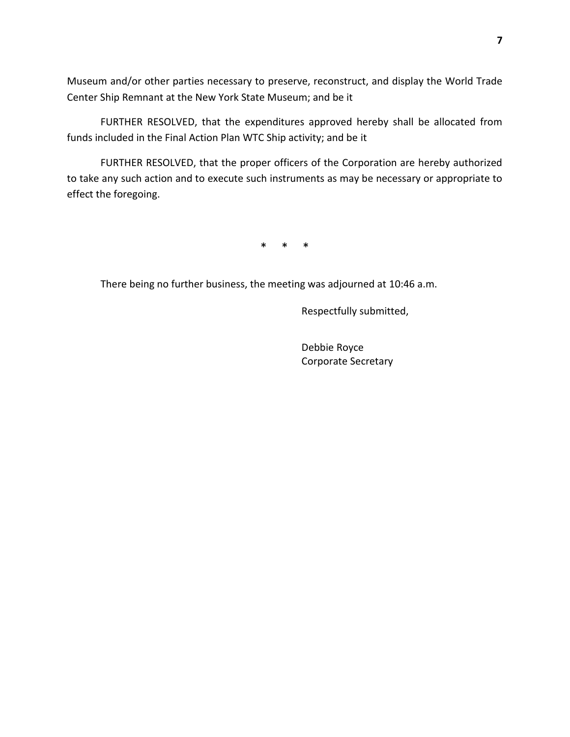Museum and/or other parties necessary to preserve, reconstruct, and display the World Trade Center Ship Remnant at the New York State Museum; and be it

FURTHER RESOLVED, that the expenditures approved hereby shall be allocated from funds included in the Final Action Plan WTC Ship activity; and be it

FURTHER RESOLVED, that the proper officers of the Corporation are hereby authorized to take any such action and to execute such instruments as may be necessary or appropriate to effect the foregoing.

\*     \*     \*

There being no further business, the meeting was adjourned at 10:46 a.m.

Respectfully submitted,

Debbie Royce
Corporate Secretary